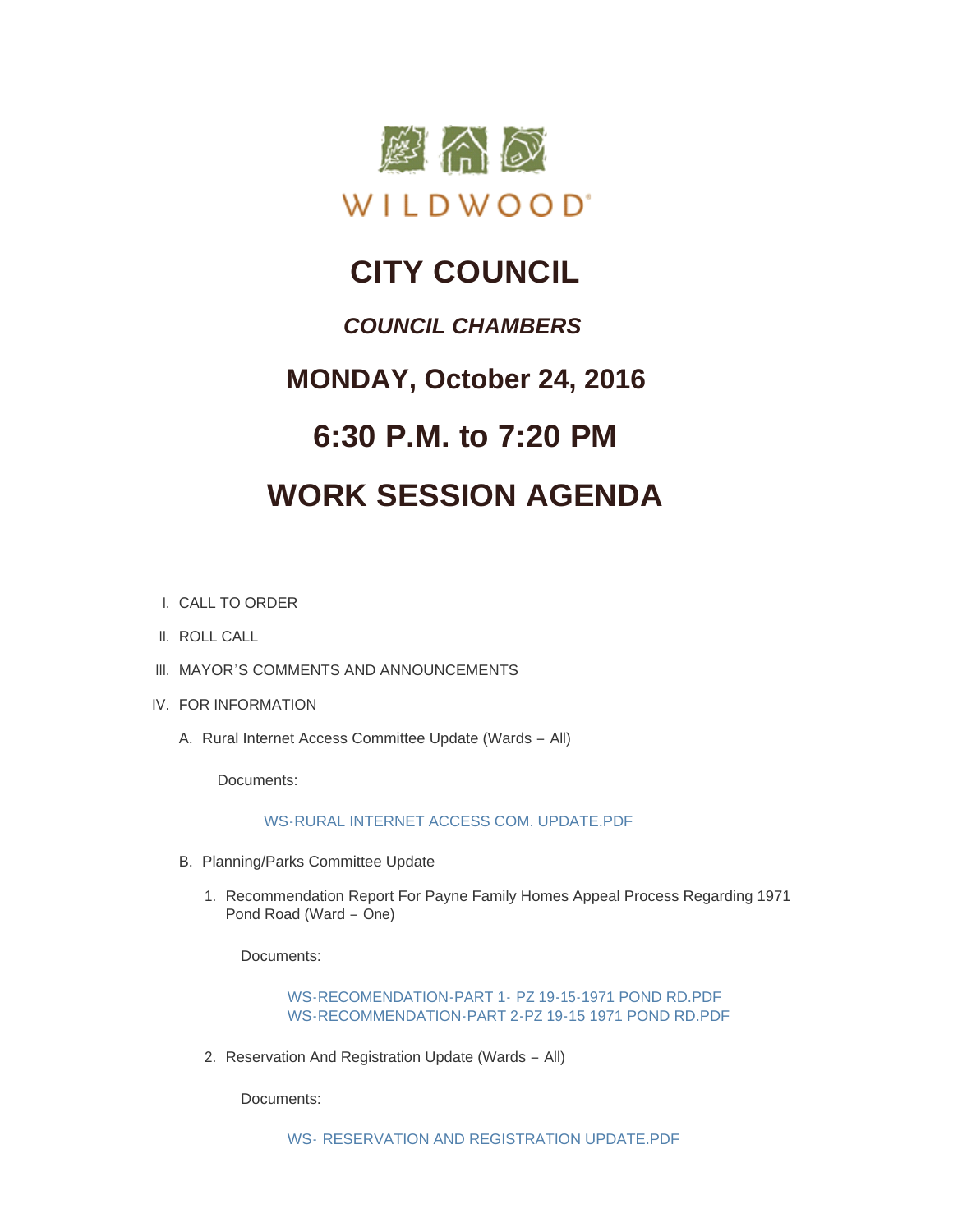WILDWOOD

# CITY COUNCIL

## *COUNCIL CHAMBERS*

## MONDAY, October 24, 2016

## 6:30 P.M. to 7:20 PM

# WORK SESSION AGENDA

I. CALL TO ORDER

II. ROLL CALL

III. MAYOR'S COMMENTS AND ANNOUNCEMENTS

IV. FOR INFORMATION

A. Rural Internet Access Committee Update (Wards – All)

Documents:

WS-RURAL INTERNET ACCESS COM. UPDATE.PDF

B. Planning/Parks Committee Update

1. Recommendation Report For Payne Family Homes Appeal Process Regarding 1971 Pond Road (Ward – One)

Documents:

WS-RECOMENDATION-PART 1- PZ 19-15-1971 POND RD.PDF
WS-RECOMMENDATION-PART 2-PZ 19-15 1971 POND RD.PDF

2. Reservation And Registration Update (Wards – All)

Documents:

WS- RESERVATION AND REGISTRATION UPDATE.PDF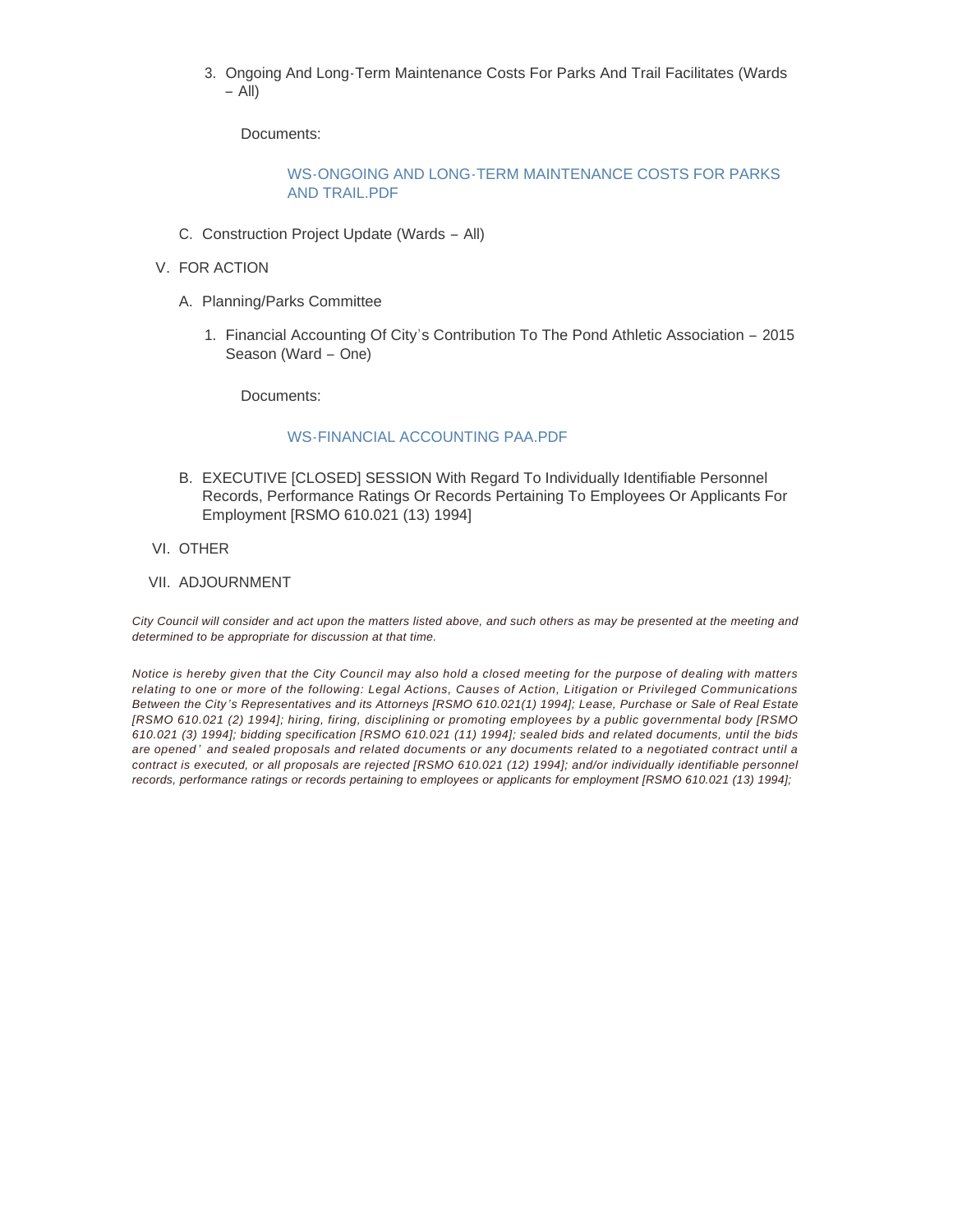3. Ongoing And Long-Term Maintenance Costs For Parks And Trail Facilitates (Wards – All)

   Documents:

   WS-ONGOING AND LONG-TERM MAINTENANCE COSTS FOR PARKS AND TRAIL.PDF

C. Construction Project Update (Wards – All)

V. FOR ACTION

A. Planning/Parks Committee

1. Financial Accounting Of City's Contribution To The Pond Athletic Association – 2015 Season (Ward – One)

   Documents:

   WS-FINANCIAL ACCOUNTING PAA.PDF

B. EXECUTIVE [CLOSED] SESSION With Regard To Individually Identifiable Personnel Records, Performance Ratings Or Records Pertaining To Employees Or Applicants For Employment [RSMO 610.021 (13) 1994]

VI. OTHER

VII. ADJOURNMENT

*City Council will consider and act upon the matters listed above, and such others as may be presented at the meeting and determined to be appropriate for discussion at that time.*

*Notice is hereby given that the City Council may also hold a closed meeting for the purpose of dealing with matters relating to one or more of the following: Legal Actions, Causes of Action, Litigation or Privileged Communications Between the City's Representatives and its Attorneys [RSMO 610.021(1) 1994]; Lease, Purchase or Sale of Real Estate [RSMO 610.021 (2) 1994]; hiring, firing, disciplining or promoting employees by a public governmental body [RSMO 610.021 (3) 1994]; bidding specification [RSMO 610.021 (11) 1994]; sealed bids and related documents, until the bids are opened' and sealed proposals and related documents or any documents related to a negotiated contract until a contract is executed, or all proposals are rejected [RSMO 610.021 (12) 1994]; and/or individually identifiable personnel records, performance ratings or records pertaining to employees or applicants for employment [RSMO 610.021 (13) 1994];*